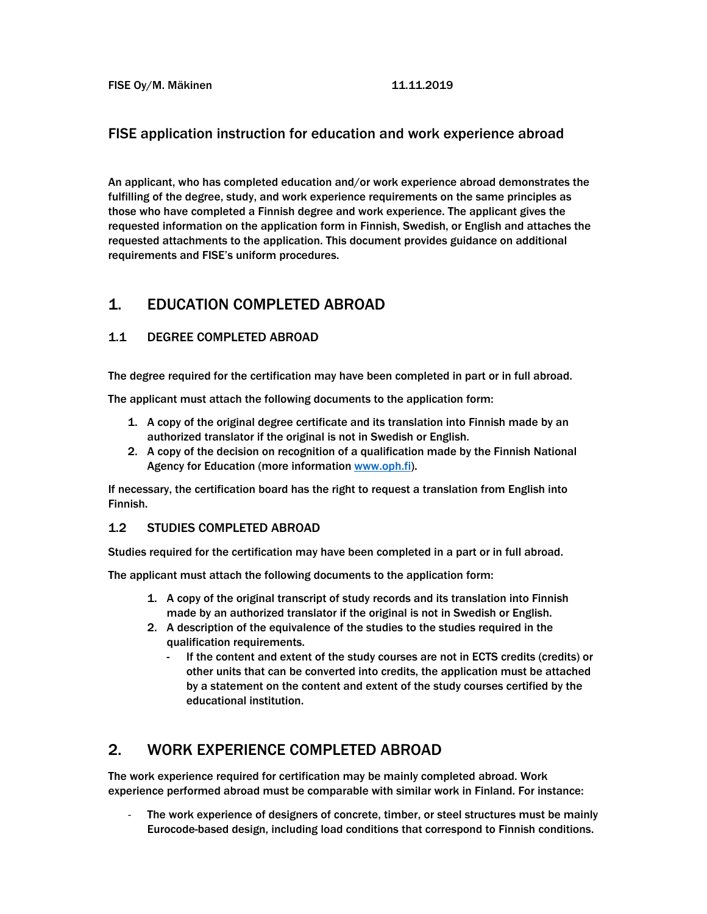FISE Oy/M. Mäkinen 11.11.2019

# FISE application instruction for education and work experience abroad

An applicant, who has completed education and/or work experience abroad demonstrates the fulfilling of the degree, study, and work experience requirements on the same principles as those who have completed a Finnish degree and work experience. The applicant gives the requested information on the application form in Finnish, Swedish, or English and attaches the requested attachments to the application. This document provides guidance on additional requirements and FISE's uniform procedures.

## 1. EDUCATION COMPLETED ABROAD

### 1.1 DEGREE COMPLETED ABROAD

The degree required for the certification may have been completed in part or in full abroad.

The applicant must attach the following documents to the application form:

1. A copy of the original degree certificate and its translation into Finnish made by an authorized translator if the original is not in Swedish or English.
2. A copy of the decision on recognition of a qualification made by the Finnish National Agency for Education (more information [www.oph.fi](www.oph.fi)).

If necessary, the certification board has the right to request a translation from English into Finnish.

### 1.2 STUDIES COMPLETED ABROAD

Studies required for the certification may have been completed in a part or in full abroad.

The applicant must attach the following documents to the application form:

1. A copy of the original transcript of study records and its translation into Finnish made by an authorized translator if the original is not in Swedish or English.
2. A description of the equivalence of the studies to the studies required in the qualification requirements.
   - If the content and extent of the study courses are not in ECTS credits (credits) or other units that can be converted into credits, the application must be attached by a statement on the content and extent of the study courses certified by the educational institution.

## 2. WORK EXPERIENCE COMPLETED ABROAD

The work experience required for certification may be mainly completed abroad. Work experience performed abroad must be comparable with similar work in Finland. For instance:

- The work experience of designers of concrete, timber, or steel structures must be mainly Eurocode-based design, including load conditions that correspond to Finnish conditions.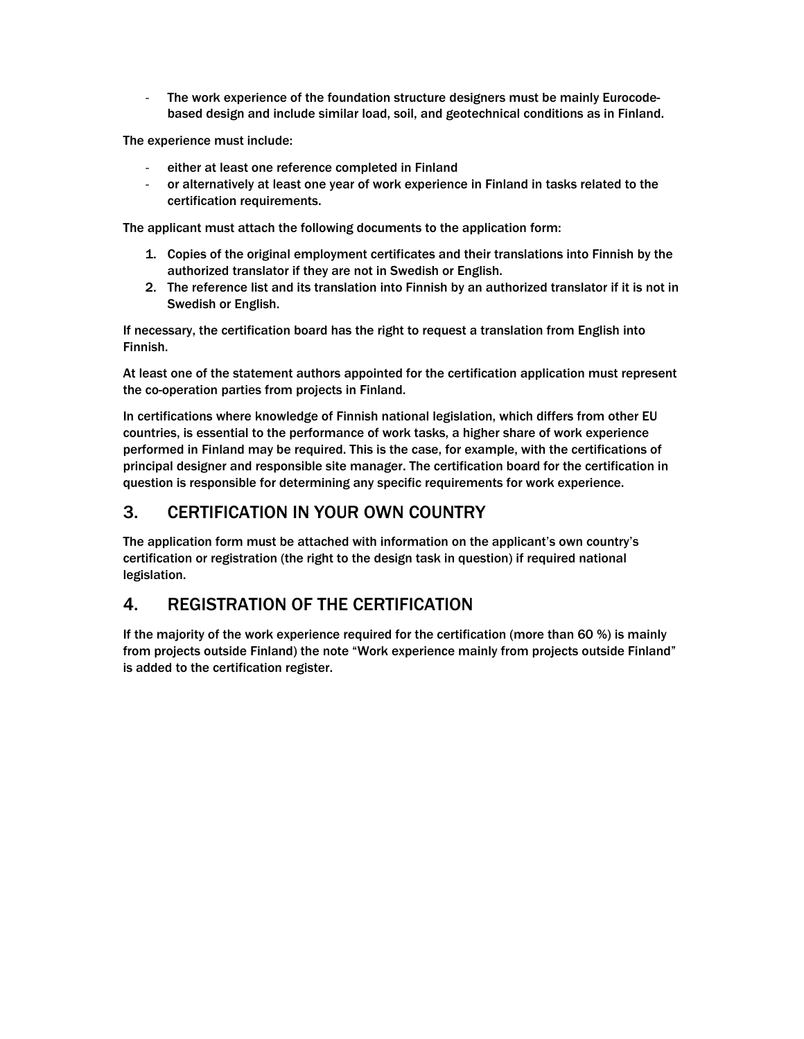- The work experience of the foundation structure designers must be mainly Eurocode-based design and include similar load, soil, and geotechnical conditions as in Finland.

The experience must include:

- either at least one reference completed in Finland
- or alternatively at least one year of work experience in Finland in tasks related to the certification requirements.

The applicant must attach the following documents to the application form:

1. Copies of the original employment certificates and their translations into Finnish by the authorized translator if they are not in Swedish or English.
2. The reference list and its translation into Finnish by an authorized translator if it is not in Swedish or English.

If necessary, the certification board has the right to request a translation from English into Finnish.

At least one of the statement authors appointed for the certification application must represent the co-operation parties from projects in Finland.

In certifications where knowledge of Finnish national legislation, which differs from other EU countries, is essential to the performance of work tasks, a higher share of work experience performed in Finland may be required. This is the case, for example, with the certifications of principal designer and responsible site manager. The certification board for the certification in question is responsible for determining any specific requirements for work experience.

## 3. CERTIFICATION IN YOUR OWN COUNTRY

The application form must be attached with information on the applicant's own country's certification or registration (the right to the design task in question) if required national legislation.

## 4. REGISTRATION OF THE CERTIFICATION

If the majority of the work experience required for the certification (more than 60 %) is mainly from projects outside Finland) the note "Work experience mainly from projects outside Finland" is added to the certification register.